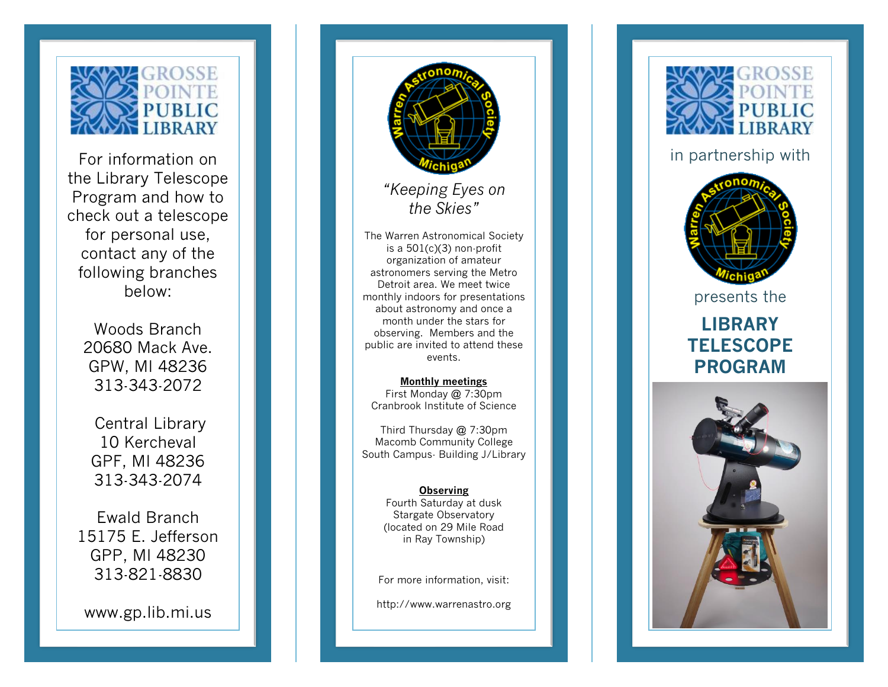GROSSE POINTE PUBLIC LIBRARY

For information on the Library Telescope Program and how to check out a telescope for personal use, contact any of the following branches below:

Woods Branch
20680 Mack Ave.
GPW, MI 48236
313-343-2072

Central Library
10 Kercheval
GPF, MI 48236
313-343-2074

Ewald Branch
15175 E. Jefferson
GPP, MI 48230
313-821-8830

www.gp.lib.mi.us

Warren Astronomical Society Michigan

*"Keeping Eyes on the Skies"*

The Warren Astronomical Society is a 501(c)(3) non-profit organization of amateur astronomers serving the Metro Detroit area. We meet twice monthly indoors for presentations about astronomy and once a month under the stars for observing. Members and the public are invited to attend these events.

**Monthly meetings**
First Monday @ 7:30pm
Cranbrook Institute of Science

Third Thursday @ 7:30pm
Macomb Community College
South Campus- Building J/Library

**Observing**
Fourth Saturday at dusk
Stargate Observatory
(located on 29 Mile Road in Ray Township)

For more information, visit:

http://www.warrenastro.org

GROSSE POINTE PUBLIC LIBRARY

in partnership with

Warren Astronomical Society Michigan

presents the

# LIBRARY TELESCOPE PROGRAM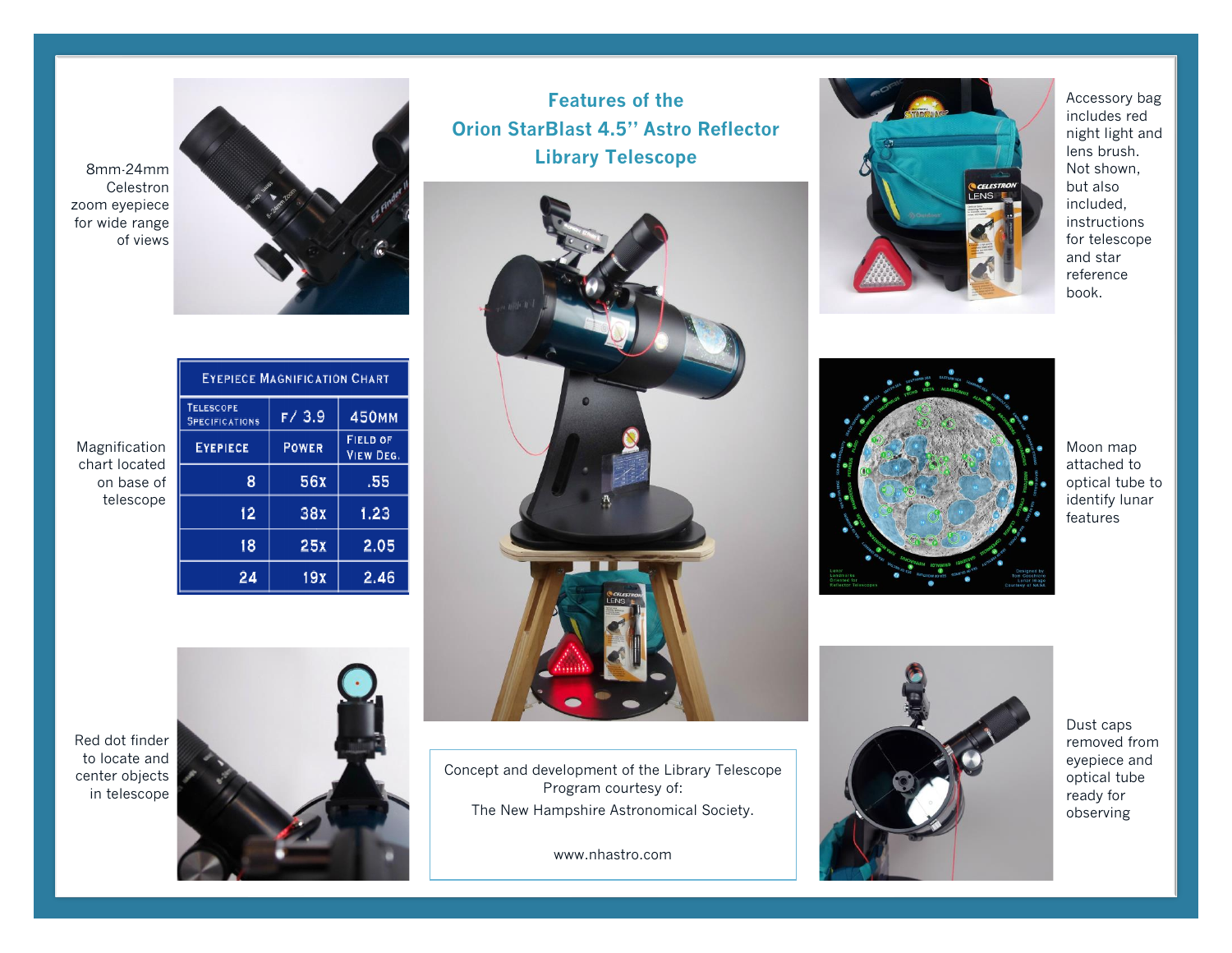# Features of the Orion StarBlast 4.5" Astro Reflector Library Telescope

8mm-24mm Celestron zoom eyepiece for wide range of views

Accessory bag includes red night light and lens brush. Not shown, but also included, instructions for telescope and star reference book.

Magnification chart located on base of telescope

| Eyepiece Magnification Chart | | |
|---|---|---|
| Telescope Specifications | F/ 3.9 | 450mm |
| Eyepiece | Power | Field of View Deg. |
| 8 | 56x | .55 |
| 12 | 38x | 1.23 |
| 18 | 25x | 2.05 |
| 24 | 19x | 2.46 |

Moon map attached to optical tube to identify lunar features

Red dot finder to locate and center objects in telescope

Dust caps removed from eyepiece and optical tube ready for observing

Concept and development of the Library Telescope Program courtesy of:
The New Hampshire Astronomical Society.

www.nhastro.com